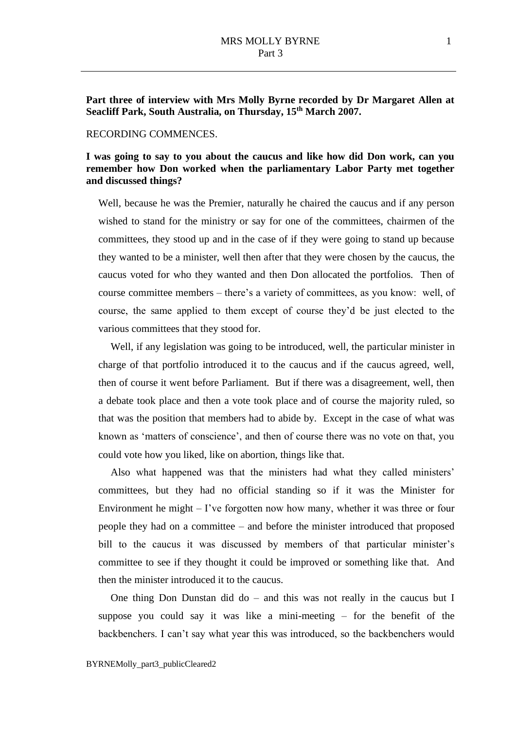**Part three of interview with Mrs Molly Byrne recorded by Dr Margaret Allen at Seacliff Park, South Australia, on Thursday, 15th March 2007.**

RECORDING COMMENCES.

**I was going to say to you about the caucus and like how did Don work, can you remember how Don worked when the parliamentary Labor Party met together and discussed things?**

Well, because he was the Premier, naturally he chaired the caucus and if any person wished to stand for the ministry or say for one of the committees, chairmen of the committees, they stood up and in the case of if they were going to stand up because they wanted to be a minister, well then after that they were chosen by the caucus, the caucus voted for who they wanted and then Don allocated the portfolios. Then of course committee members – there's a variety of committees, as you know: well, of course, the same applied to them except of course they'd be just elected to the various committees that they stood for.

Well, if any legislation was going to be introduced, well, the particular minister in charge of that portfolio introduced it to the caucus and if the caucus agreed, well, then of course it went before Parliament. But if there was a disagreement, well, then a debate took place and then a vote took place and of course the majority ruled, so that was the position that members had to abide by. Except in the case of what was known as 'matters of conscience', and then of course there was no vote on that, you could vote how you liked, like on abortion, things like that.

Also what happened was that the ministers had what they called ministers' committees, but they had no official standing so if it was the Minister for Environment he might – I've forgotten now how many, whether it was three or four people they had on a committee – and before the minister introduced that proposed bill to the caucus it was discussed by members of that particular minister's committee to see if they thought it could be improved or something like that. And then the minister introduced it to the caucus.

One thing Don Dunstan did do – and this was not really in the caucus but I suppose you could say it was like a mini-meeting – for the benefit of the backbenchers. I can't say what year this was introduced, so the backbenchers would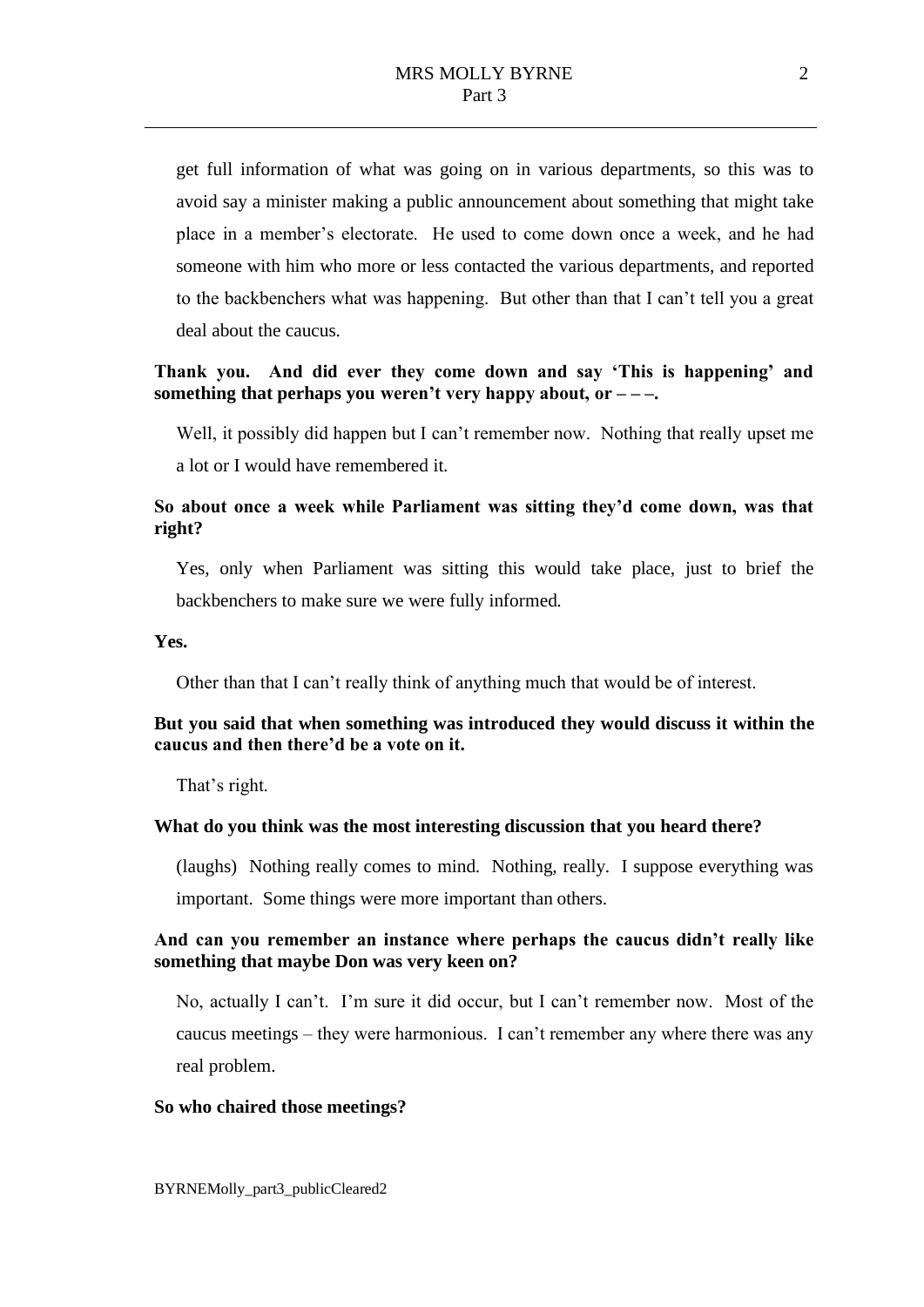get full information of what was going on in various departments, so this was to avoid say a minister making a public announcement about something that might take place in a member's electorate. He used to come down once a week, and he had someone with him who more or less contacted the various departments, and reported to the backbenchers what was happening. But other than that I can't tell you a great deal about the caucus.

**Thank you. And did ever they come down and say 'This is happening' and something that perhaps you weren't very happy about, or – – –.**

Well, it possibly did happen but I can't remember now. Nothing that really upset me a lot or I would have remembered it.

**So about once a week while Parliament was sitting they'd come down, was that right?**

Yes, only when Parliament was sitting this would take place, just to brief the backbenchers to make sure we were fully informed.

**Yes.**

Other than that I can't really think of anything much that would be of interest.

**But you said that when something was introduced they would discuss it within the caucus and then there'd be a vote on it.**

That's right.

**What do you think was the most interesting discussion that you heard there?**

(laughs) Nothing really comes to mind. Nothing, really. I suppose everything was important. Some things were more important than others.

**And can you remember an instance where perhaps the caucus didn't really like something that maybe Don was very keen on?**

No, actually I can't. I'm sure it did occur, but I can't remember now. Most of the caucus meetings – they were harmonious. I can't remember any where there was any real problem.

**So who chaired those meetings?**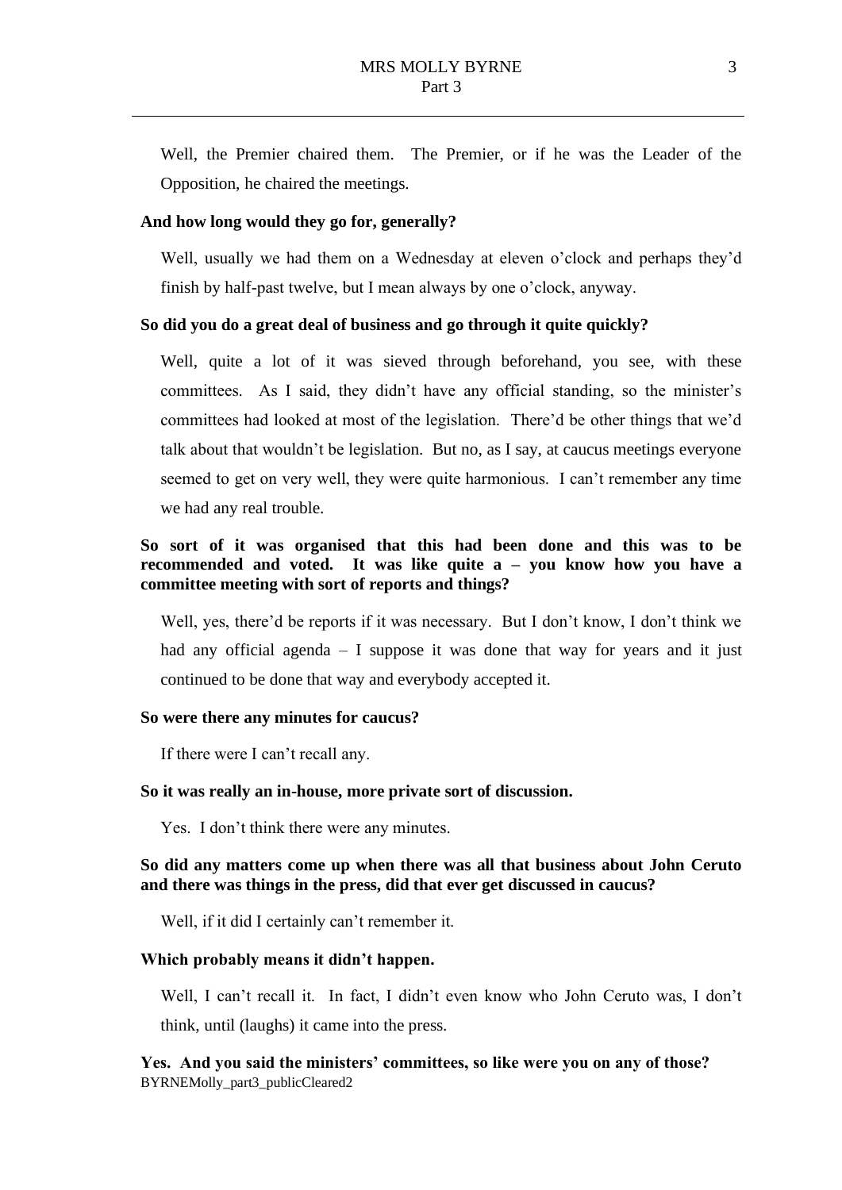Well, the Premier chaired them. The Premier, or if he was the Leader of the Opposition, he chaired the meetings.

**And how long would they go for, generally?**

Well, usually we had them on a Wednesday at eleven o'clock and perhaps they'd finish by half-past twelve, but I mean always by one o'clock, anyway.

**So did you do a great deal of business and go through it quite quickly?**

Well, quite a lot of it was sieved through beforehand, you see, with these committees. As I said, they didn't have any official standing, so the minister's committees had looked at most of the legislation. There'd be other things that we'd talk about that wouldn't be legislation. But no, as I say, at caucus meetings everyone seemed to get on very well, they were quite harmonious. I can't remember any time we had any real trouble.

**So sort of it was organised that this had been done and this was to be recommended and voted. It was like quite a – you know how you have a committee meeting with sort of reports and things?**

Well, yes, there'd be reports if it was necessary. But I don't know, I don't think we had any official agenda – I suppose it was done that way for years and it just continued to be done that way and everybody accepted it.

**So were there any minutes for caucus?**

If there were I can't recall any.

**So it was really an in-house, more private sort of discussion.**

Yes. I don't think there were any minutes.

**So did any matters come up when there was all that business about John Ceruto and there was things in the press, did that ever get discussed in caucus?**

Well, if it did I certainly can't remember it.

**Which probably means it didn't happen.**

Well, I can't recall it. In fact, I didn't even know who John Ceruto was, I don't think, until (laughs) it came into the press.

**Yes. And you said the ministers' committees, so like were you on any of those?**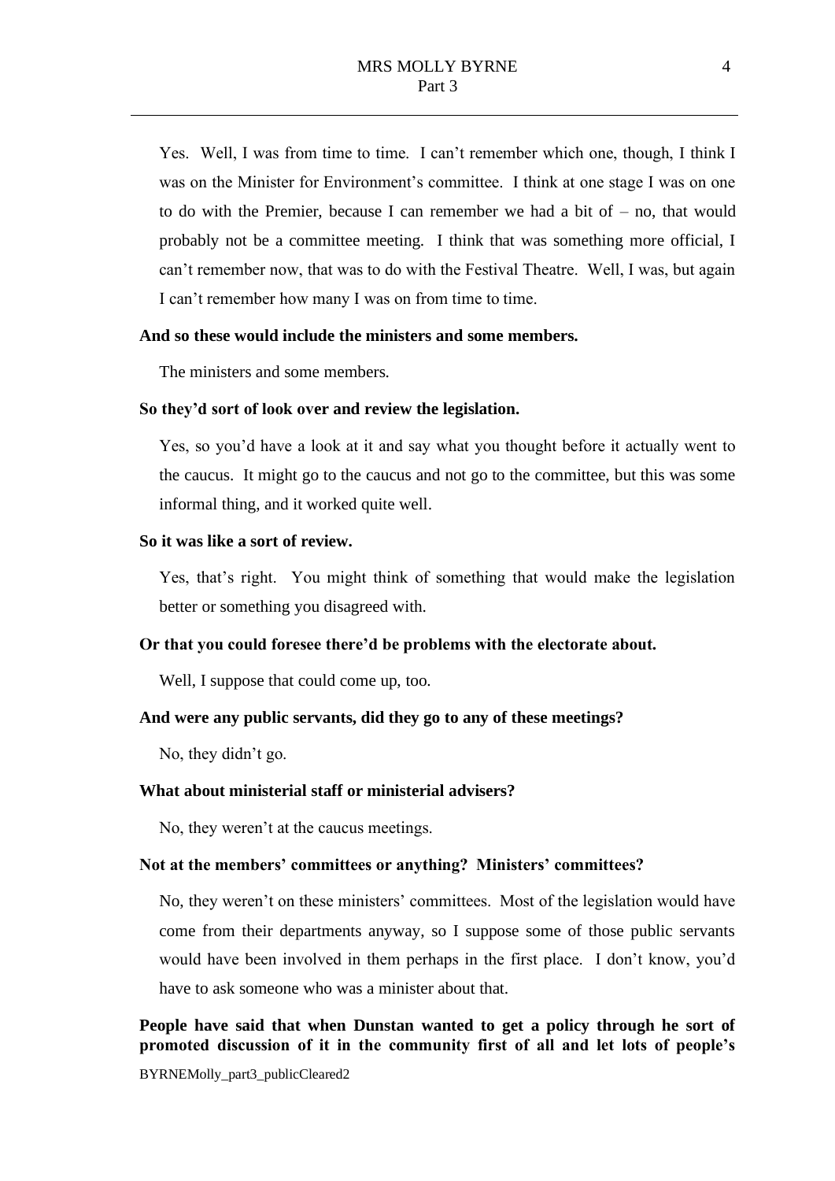Yes. Well, I was from time to time. I can't remember which one, though, I think I was on the Minister for Environment's committee. I think at one stage I was on one to do with the Premier, because I can remember we had a bit of – no, that would probably not be a committee meeting. I think that was something more official, I can't remember now, that was to do with the Festival Theatre. Well, I was, but again I can't remember how many I was on from time to time.

**And so these would include the ministers and some members.**

The ministers and some members.

**So they'd sort of look over and review the legislation.**

Yes, so you'd have a look at it and say what you thought before it actually went to the caucus. It might go to the caucus and not go to the committee, but this was some informal thing, and it worked quite well.

**So it was like a sort of review.**

Yes, that's right. You might think of something that would make the legislation better or something you disagreed with.

**Or that you could foresee there'd be problems with the electorate about.**

Well, I suppose that could come up, too.

**And were any public servants, did they go to any of these meetings?**

No, they didn't go.

**What about ministerial staff or ministerial advisers?**

No, they weren't at the caucus meetings.

**Not at the members' committees or anything? Ministers' committees?**

No, they weren't on these ministers' committees. Most of the legislation would have come from their departments anyway, so I suppose some of those public servants would have been involved in them perhaps in the first place. I don't know, you'd have to ask someone who was a minister about that.

**People have said that when Dunstan wanted to get a policy through he sort of promoted discussion of it in the community first of all and let lots of people's**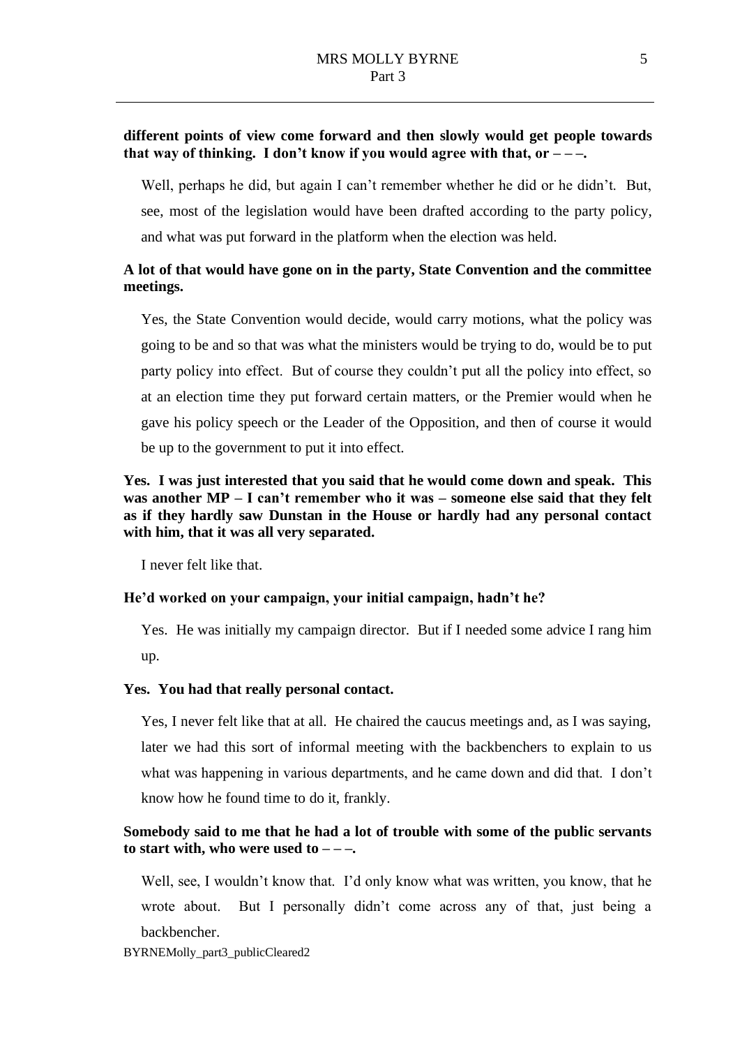**different points of view come forward and then slowly would get people towards that way of thinking. I don't know if you would agree with that, or – – –.**

Well, perhaps he did, but again I can't remember whether he did or he didn't. But, see, most of the legislation would have been drafted according to the party policy, and what was put forward in the platform when the election was held.

**A lot of that would have gone on in the party, State Convention and the committee meetings.**

Yes, the State Convention would decide, would carry motions, what the policy was going to be and so that was what the ministers would be trying to do, would be to put party policy into effect. But of course they couldn't put all the policy into effect, so at an election time they put forward certain matters, or the Premier would when he gave his policy speech or the Leader of the Opposition, and then of course it would be up to the government to put it into effect.

**Yes. I was just interested that you said that he would come down and speak. This was another MP – I can't remember who it was – someone else said that they felt as if they hardly saw Dunstan in the House or hardly had any personal contact with him, that it was all very separated.**

I never felt like that.

**He'd worked on your campaign, your initial campaign, hadn't he?**

Yes. He was initially my campaign director. But if I needed some advice I rang him up.

**Yes. You had that really personal contact.**

Yes, I never felt like that at all. He chaired the caucus meetings and, as I was saying, later we had this sort of informal meeting with the backbenchers to explain to us what was happening in various departments, and he came down and did that. I don't know how he found time to do it, frankly.

**Somebody said to me that he had a lot of trouble with some of the public servants to start with, who were used to – – –.**

Well, see, I wouldn't know that. I'd only know what was written, you know, that he wrote about. But I personally didn't come across any of that, just being a backbencher.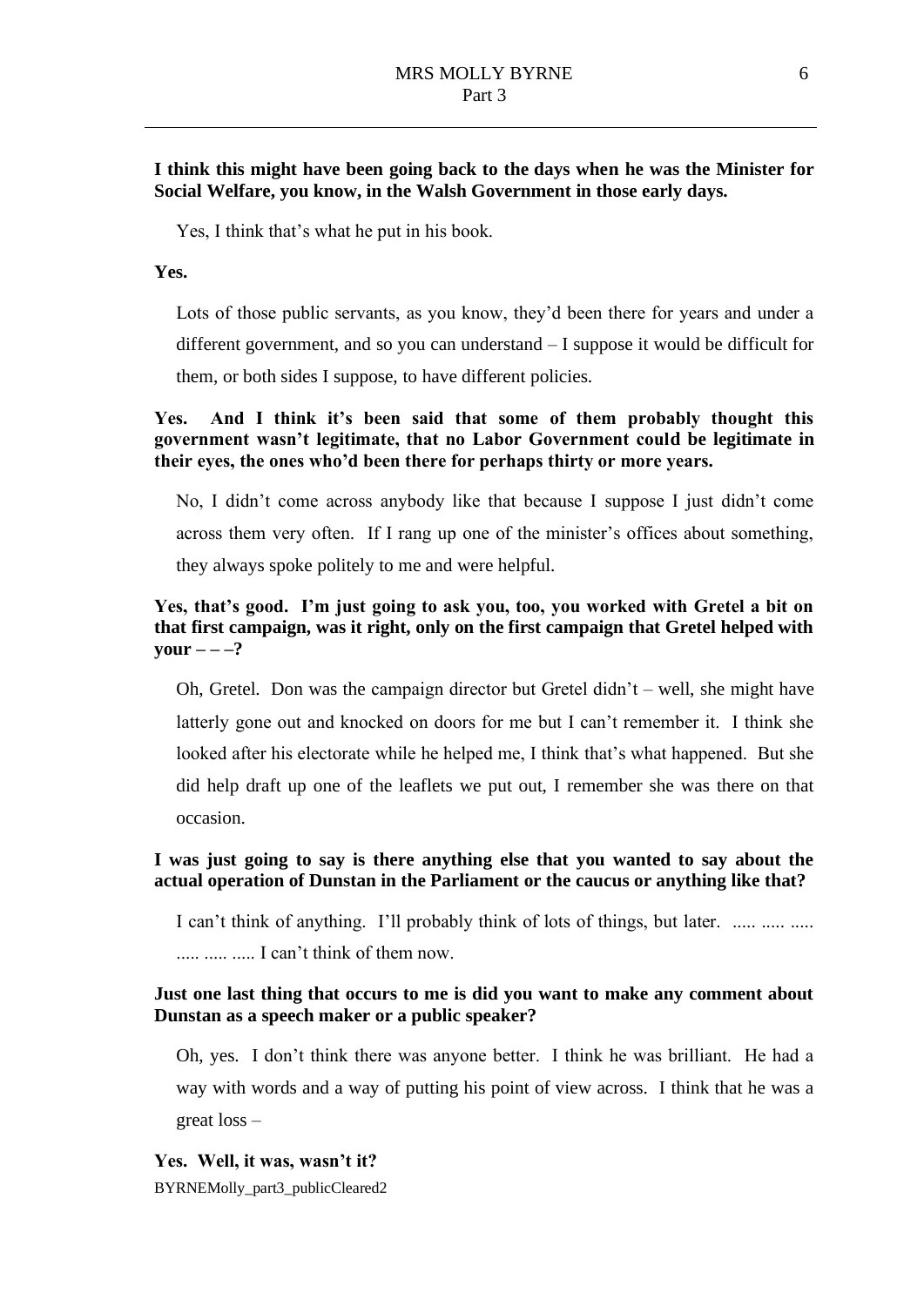**I think this might have been going back to the days when he was the Minister for Social Welfare, you know, in the Walsh Government in those early days.**

Yes, I think that's what he put in his book.

**Yes.**

Lots of those public servants, as you know, they'd been there for years and under a different government, and so you can understand – I suppose it would be difficult for them, or both sides I suppose, to have different policies.

**Yes. And I think it's been said that some of them probably thought this government wasn't legitimate, that no Labor Government could be legitimate in their eyes, the ones who'd been there for perhaps thirty or more years.**

No, I didn't come across anybody like that because I suppose I just didn't come across them very often. If I rang up one of the minister's offices about something, they always spoke politely to me and were helpful.

**Yes, that's good. I'm just going to ask you, too, you worked with Gretel a bit on that first campaign, was it right, only on the first campaign that Gretel helped with your – – –?**

Oh, Gretel. Don was the campaign director but Gretel didn't – well, she might have latterly gone out and knocked on doors for me but I can't remember it. I think she looked after his electorate while he helped me, I think that's what happened. But she did help draft up one of the leaflets we put out, I remember she was there on that occasion.

**I was just going to say is there anything else that you wanted to say about the actual operation of Dunstan in the Parliament or the caucus or anything like that?**

I can't think of anything. I'll probably think of lots of things, but later. ..... ..... ..... ..... ..... ..... I can't think of them now.

**Just one last thing that occurs to me is did you want to make any comment about Dunstan as a speech maker or a public speaker?**

Oh, yes. I don't think there was anyone better. I think he was brilliant. He had a way with words and a way of putting his point of view across. I think that he was a great loss –

**Yes. Well, it was, wasn't it?**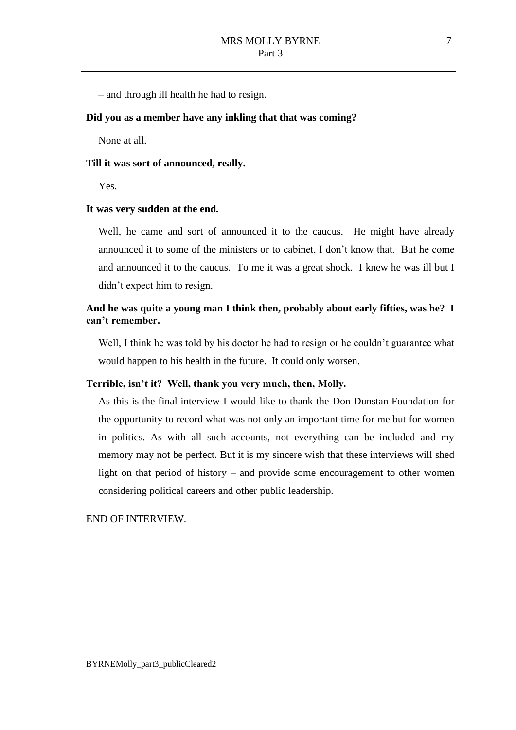– and through ill health he had to resign.

**Did you as a member have any inkling that that was coming?**

None at all.

**Till it was sort of announced, really.**

Yes.

**It was very sudden at the end.**

Well, he came and sort of announced it to the caucus. He might have already announced it to some of the ministers or to cabinet, I don't know that. But he come and announced it to the caucus. To me it was a great shock. I knew he was ill but I didn't expect him to resign.

**And he was quite a young man I think then, probably about early fifties, was he? I can't remember.**

Well, I think he was told by his doctor he had to resign or he couldn't guarantee what would happen to his health in the future. It could only worsen.

**Terrible, isn't it? Well, thank you very much, then, Molly.**

As this is the final interview I would like to thank the Don Dunstan Foundation for the opportunity to record what was not only an important time for me but for women in politics. As with all such accounts, not everything can be included and my memory may not be perfect. But it is my sincere wish that these interviews will shed light on that period of history – and provide some encouragement to other women considering political careers and other public leadership.

END OF INTERVIEW.